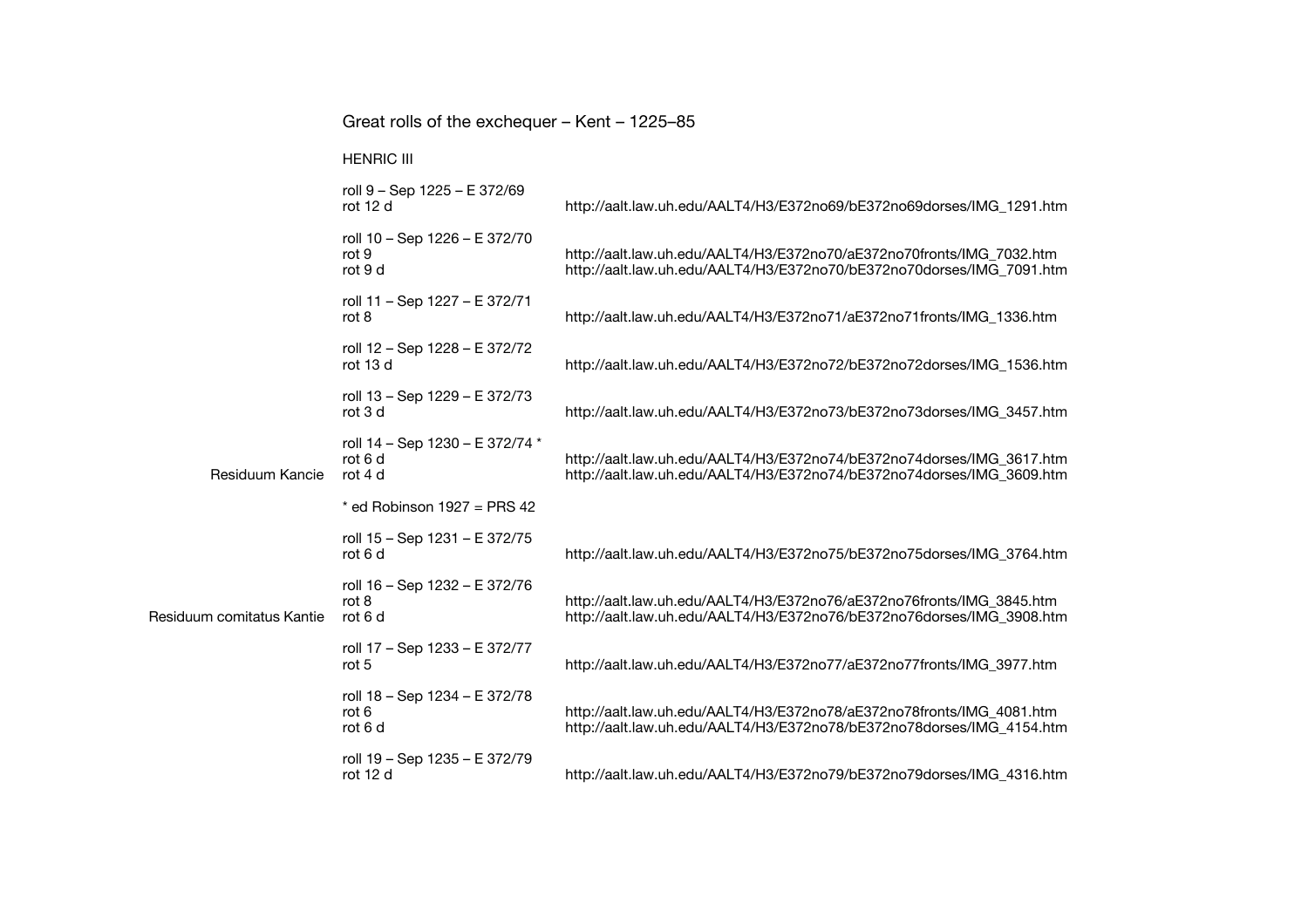# Great rolls of the exchequer – Kent – 1225–85

## HENRIC III

| | | |
|---|---|---|
| | roll 9 – Sep 1225 – E 372/69 | |
| | rot 12 d | http://aalt.law.uh.edu/AALT4/H3/E372no69/bE372no69dorses/IMG_1291.htm |
| | roll 10 – Sep 1226 – E 372/70 | |
| | rot 9 | http://aalt.law.uh.edu/AALT4/H3/E372no70/aE372no70fronts/IMG_7032.htm |
| | rot 9 d | http://aalt.law.uh.edu/AALT4/H3/E372no70/bE372no70dorses/IMG_7091.htm |
| | roll 11 – Sep 1227 – E 372/71 | |
| | rot 8 | http://aalt.law.uh.edu/AALT4/H3/E372no71/aE372no71fronts/IMG_1336.htm |
| | roll 12 – Sep 1228 – E 372/72 | |
| | rot 13 d | http://aalt.law.uh.edu/AALT4/H3/E372no72/bE372no72dorses/IMG_1536.htm |
| | roll 13 – Sep 1229 – E 372/73 | |
| | rot 3 d | http://aalt.law.uh.edu/AALT4/H3/E372no73/bE372no73dorses/IMG_3457.htm |
| | roll 14 – Sep 1230 – E 372/74 * | |
| | rot 6 d | http://aalt.law.uh.edu/AALT4/H3/E372no74/bE372no74dorses/IMG_3617.htm |
| Residuum Kancie | rot 4 d | http://aalt.law.uh.edu/AALT4/H3/E372no74/bE372no74dorses/IMG_3609.htm |
| | * ed Robinson 1927 = PRS 42 | |
| | roll 15 – Sep 1231 – E 372/75 | |
| | rot 6 d | http://aalt.law.uh.edu/AALT4/H3/E372no75/bE372no75dorses/IMG_3764.htm |
| | roll 16 – Sep 1232 – E 372/76 | |
| | rot 8 | http://aalt.law.uh.edu/AALT4/H3/E372no76/aE372no76fronts/IMG_3845.htm |
| Residuum comitatus Kantie | rot 6 d | http://aalt.law.uh.edu/AALT4/H3/E372no76/bE372no76dorses/IMG_3908.htm |
| | roll 17 – Sep 1233 – E 372/77 | |
| | rot 5 | http://aalt.law.uh.edu/AALT4/H3/E372no77/aE372no77fronts/IMG_3977.htm |
| | roll 18 – Sep 1234 – E 372/78 | |
| | rot 6 | http://aalt.law.uh.edu/AALT4/H3/E372no78/aE372no78fronts/IMG_4081.htm |
| | rot 6 d | http://aalt.law.uh.edu/AALT4/H3/E372no78/bE372no78dorses/IMG_4154.htm |
| | roll 19 – Sep 1235 – E 372/79 | |
| | rot 12 d | http://aalt.law.uh.edu/AALT4/H3/E372no79/bE372no79dorses/IMG_4316.htm |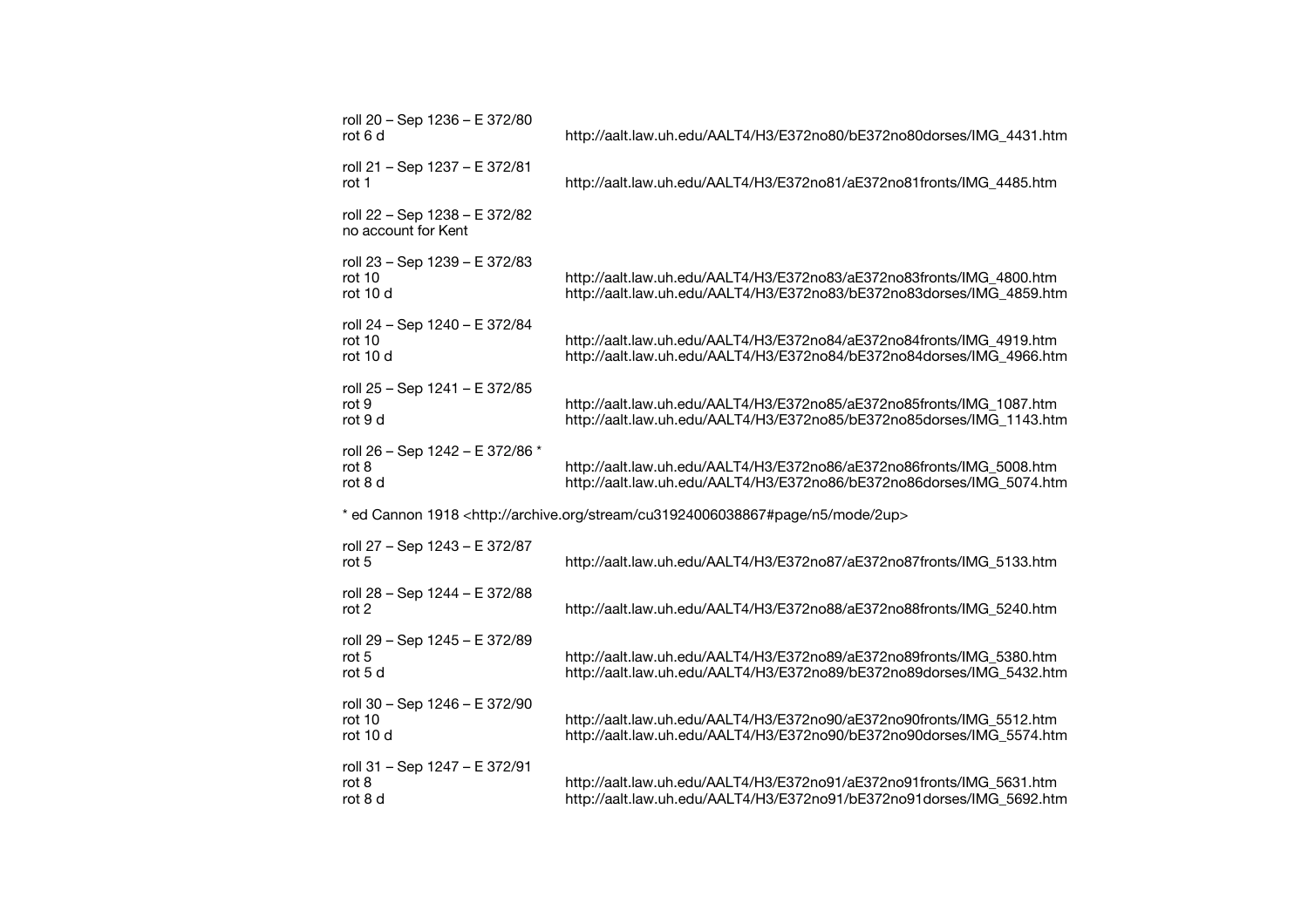roll 20 – Sep 1236 – E 372/80
rot 6 d http://aalt.law.uh.edu/AALT4/H3/E372no80/bE372no80dorses/IMG_4431.htm

roll 21 – Sep 1237 – E 372/81
rot 1 http://aalt.law.uh.edu/AALT4/H3/E372no81/aE372no81fronts/IMG_4485.htm

roll 22 – Sep 1238 – E 372/82
no account for Kent

roll 23 – Sep 1239 – E 372/83
rot 10 http://aalt.law.uh.edu/AALT4/H3/E372no83/aE372no83fronts/IMG_4800.htm
rot 10 d http://aalt.law.uh.edu/AALT4/H3/E372no83/bE372no83dorses/IMG_4859.htm

roll 24 – Sep 1240 – E 372/84
rot 10 http://aalt.law.uh.edu/AALT4/H3/E372no84/aE372no84fronts/IMG_4919.htm
rot 10 d http://aalt.law.uh.edu/AALT4/H3/E372no84/bE372no84dorses/IMG_4966.htm

roll 25 – Sep 1241 – E 372/85
rot 9 http://aalt.law.uh.edu/AALT4/H3/E372no85/aE372no85fronts/IMG_1087.htm
rot 9 d http://aalt.law.uh.edu/AALT4/H3/E372no85/bE372no85dorses/IMG_1143.htm

roll 26 – Sep 1242 – E 372/86 *
rot 8 http://aalt.law.uh.edu/AALT4/H3/E372no86/aE372no86fronts/IMG_5008.htm
rot 8 d http://aalt.law.uh.edu/AALT4/H3/E372no86/bE372no86dorses/IMG_5074.htm

* ed Cannon 1918 <http://archive.org/stream/cu31924006038867#page/n5/mode/2up>

roll 27 – Sep 1243 – E 372/87
rot 5 http://aalt.law.uh.edu/AALT4/H3/E372no87/aE372no87fronts/IMG_5133.htm

roll 28 – Sep 1244 – E 372/88
rot 2 http://aalt.law.uh.edu/AALT4/H3/E372no88/aE372no88fronts/IMG_5240.htm

roll 29 – Sep 1245 – E 372/89
rot 5 http://aalt.law.uh.edu/AALT4/H3/E372no89/aE372no89fronts/IMG_5380.htm
rot 5 d http://aalt.law.uh.edu/AALT4/H3/E372no89/bE372no89dorses/IMG_5432.htm

roll 30 – Sep 1246 – E 372/90
rot 10 http://aalt.law.uh.edu/AALT4/H3/E372no90/aE372no90fronts/IMG_5512.htm
rot 10 d http://aalt.law.uh.edu/AALT4/H3/E372no90/bE372no90dorses/IMG_5574.htm

roll 31 – Sep 1247 – E 372/91
rot 8 http://aalt.law.uh.edu/AALT4/H3/E372no91/aE372no91fronts/IMG_5631.htm
rot 8 d http://aalt.law.uh.edu/AALT4/H3/E372no91/bE372no91dorses/IMG_5692.htm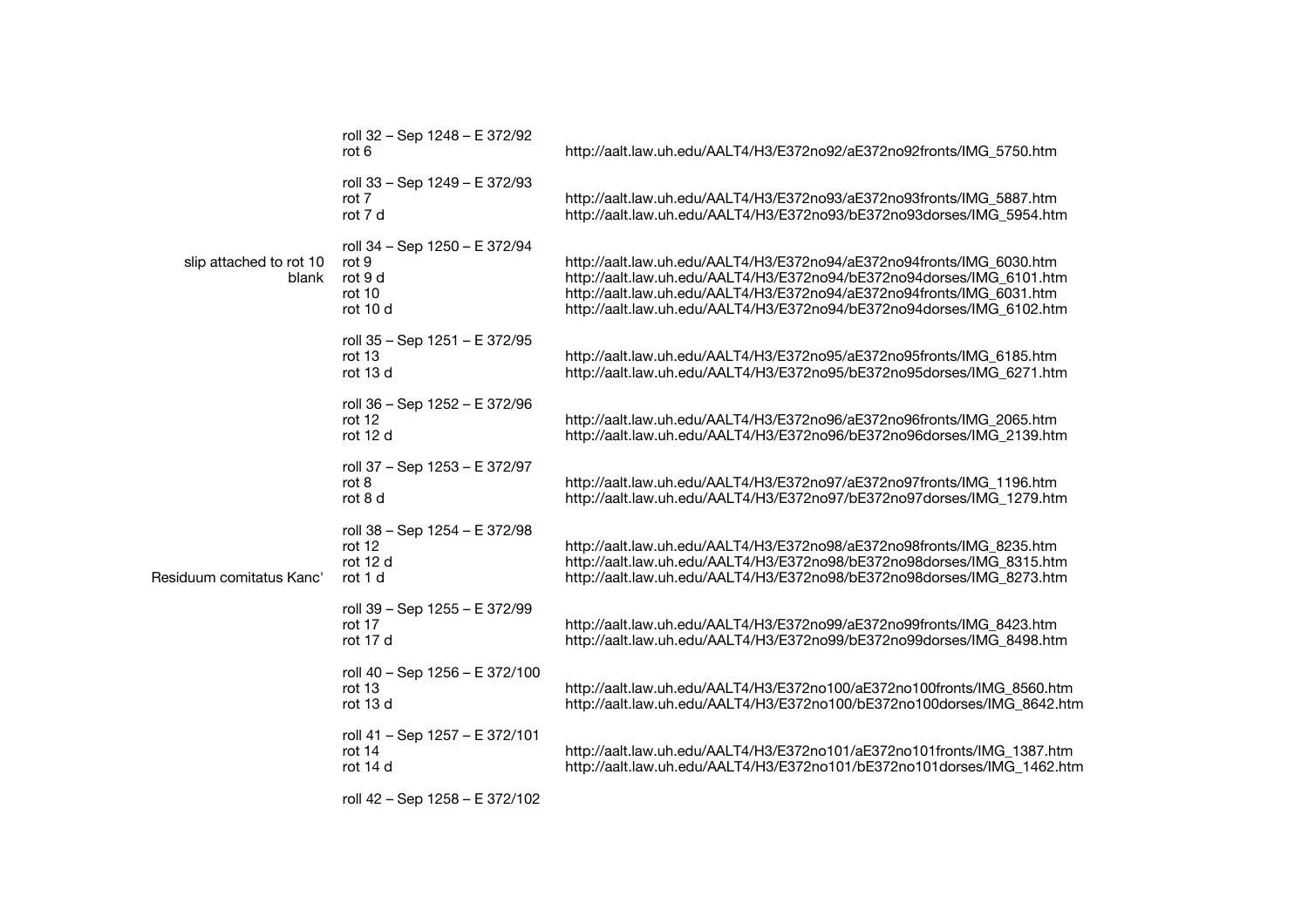| | | |
|---|---|---|
| | roll 32 – Sep 1248 – E 372/92 | |
| | rot 6 | http://aalt.law.uh.edu/AALT4/H3/E372no92/aE372no92fronts/IMG_5750.htm |
| | roll 33 – Sep 1249 – E 372/93 | |
| | rot 7 | http://aalt.law.uh.edu/AALT4/H3/E372no93/aE372no93fronts/IMG_5887.htm |
| | rot 7 d | http://aalt.law.uh.edu/AALT4/H3/E372no93/bE372no93dorses/IMG_5954.htm |
| | roll 34 – Sep 1250 – E 372/94 | |
| slip attached to rot 10 | rot 9 | http://aalt.law.uh.edu/AALT4/H3/E372no94/aE372no94fronts/IMG_6030.htm |
| blank | rot 9 d | http://aalt.law.uh.edu/AALT4/H3/E372no94/bE372no94dorses/IMG_6101.htm |
| | rot 10 | http://aalt.law.uh.edu/AALT4/H3/E372no94/aE372no94fronts/IMG_6031.htm |
| | rot 10 d | http://aalt.law.uh.edu/AALT4/H3/E372no94/bE372no94dorses/IMG_6102.htm |
| | roll 35 – Sep 1251 – E 372/95 | |
| | rot 13 | http://aalt.law.uh.edu/AALT4/H3/E372no95/aE372no95fronts/IMG_6185.htm |
| | rot 13 d | http://aalt.law.uh.edu/AALT4/H3/E372no95/bE372no95dorses/IMG_6271.htm |
| | roll 36 – Sep 1252 – E 372/96 | |
| | rot 12 | http://aalt.law.uh.edu/AALT4/H3/E372no96/aE372no96fronts/IMG_2065.htm |
| | rot 12 d | http://aalt.law.uh.edu/AALT4/H3/E372no96/bE372no96dorses/IMG_2139.htm |
| | roll 37 – Sep 1253 – E 372/97 | |
| | rot 8 | http://aalt.law.uh.edu/AALT4/H3/E372no97/aE372no97fronts/IMG_1196.htm |
| | rot 8 d | http://aalt.law.uh.edu/AALT4/H3/E372no97/bE372no97dorses/IMG_1279.htm |
| | roll 38 – Sep 1254 – E 372/98 | |
| | rot 12 | http://aalt.law.uh.edu/AALT4/H3/E372no98/aE372no98fronts/IMG_8235.htm |
| | rot 12 d | http://aalt.law.uh.edu/AALT4/H3/E372no98/bE372no98dorses/IMG_8315.htm |
| Residuum comitatus Kanc' | rot 1 d | http://aalt.law.uh.edu/AALT4/H3/E372no98/bE372no98dorses/IMG_8273.htm |
| | roll 39 – Sep 1255 – E 372/99 | |
| | rot 17 | http://aalt.law.uh.edu/AALT4/H3/E372no99/aE372no99fronts/IMG_8423.htm |
| | rot 17 d | http://aalt.law.uh.edu/AALT4/H3/E372no99/bE372no99dorses/IMG_8498.htm |
| | roll 40 – Sep 1256 – E 372/100 | |
| | rot 13 | http://aalt.law.uh.edu/AALT4/H3/E372no100/aE372no100fronts/IMG_8560.htm |
| | rot 13 d | http://aalt.law.uh.edu/AALT4/H3/E372no100/bE372no100dorses/IMG_8642.htm |
| | roll 41 – Sep 1257 – E 372/101 | |
| | rot 14 | http://aalt.law.uh.edu/AALT4/H3/E372no101/aE372no101fronts/IMG_1387.htm |
| | rot 14 d | http://aalt.law.uh.edu/AALT4/H3/E372no101/bE372no101dorses/IMG_1462.htm |
| | roll 42 – Sep 1258 – E 372/102 | |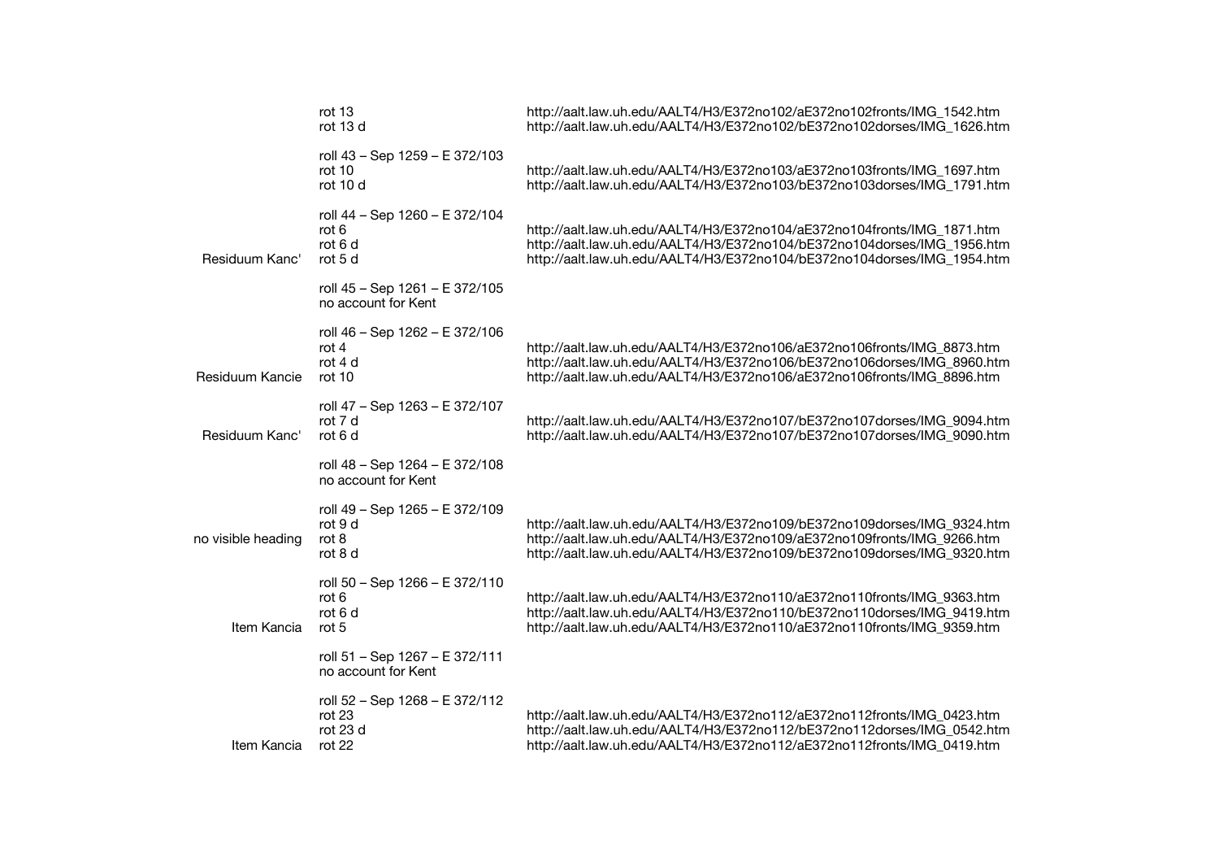| | | |
|---|---|---|
| | rot 13 | http://aalt.law.uh.edu/AALT4/H3/E372no102/aE372no102fronts/IMG_1542.htm |
| | rot 13 d | http://aalt.law.uh.edu/AALT4/H3/E372no102/bE372no102dorses/IMG_1626.htm |
| | roll 43 – Sep 1259 – E 372/103 | |
| | rot 10 | http://aalt.law.uh.edu/AALT4/H3/E372no103/aE372no103fronts/IMG_1697.htm |
| | rot 10 d | http://aalt.law.uh.edu/AALT4/H3/E372no103/bE372no103dorses/IMG_1791.htm |
| | roll 44 – Sep 1260 – E 372/104 | |
| | rot 6 | http://aalt.law.uh.edu/AALT4/H3/E372no104/aE372no104fronts/IMG_1871.htm |
| | rot 6 d | http://aalt.law.uh.edu/AALT4/H3/E372no104/bE372no104dorses/IMG_1956.htm |
| Residuum Kanc' | rot 5 d | http://aalt.law.uh.edu/AALT4/H3/E372no104/bE372no104dorses/IMG_1954.htm |
| | roll 45 – Sep 1261 – E 372/105 | |
| | no account for Kent | |
| | roll 46 – Sep 1262 – E 372/106 | |
| | rot 4 | http://aalt.law.uh.edu/AALT4/H3/E372no106/aE372no106fronts/IMG_8873.htm |
| | rot 4 d | http://aalt.law.uh.edu/AALT4/H3/E372no106/bE372no106dorses/IMG_8960.htm |
| Residuum Kancie | rot 10 | http://aalt.law.uh.edu/AALT4/H3/E372no106/aE372no106fronts/IMG_8896.htm |
| | roll 47 – Sep 1263 – E 372/107 | |
| | rot 7 d | http://aalt.law.uh.edu/AALT4/H3/E372no107/bE372no107dorses/IMG_9094.htm |
| Residuum Kanc' | rot 6 d | http://aalt.law.uh.edu/AALT4/H3/E372no107/bE372no107dorses/IMG_9090.htm |
| | roll 48 – Sep 1264 – E 372/108 | |
| | no account for Kent | |
| | roll 49 – Sep 1265 – E 372/109 | |
| | rot 9 d | http://aalt.law.uh.edu/AALT4/H3/E372no109/bE372no109dorses/IMG_9324.htm |
| no visible heading | rot 8 | http://aalt.law.uh.edu/AALT4/H3/E372no109/aE372no109fronts/IMG_9266.htm |
| | rot 8 d | http://aalt.law.uh.edu/AALT4/H3/E372no109/bE372no109dorses/IMG_9320.htm |
| | roll 50 – Sep 1266 – E 372/110 | |
| | rot 6 | http://aalt.law.uh.edu/AALT4/H3/E372no110/aE372no110fronts/IMG_9363.htm |
| | rot 6 d | http://aalt.law.uh.edu/AALT4/H3/E372no110/bE372no110dorses/IMG_9419.htm |
| Item Kancia | rot 5 | http://aalt.law.uh.edu/AALT4/H3/E372no110/aE372no110fronts/IMG_9359.htm |
| | roll 51 – Sep 1267 – E 372/111 | |
| | no account for Kent | |
| | roll 52 – Sep 1268 – E 372/112 | |
| | rot 23 | http://aalt.law.uh.edu/AALT4/H3/E372no112/aE372no112fronts/IMG_0423.htm |
| | rot 23 d | http://aalt.law.uh.edu/AALT4/H3/E372no112/bE372no112dorses/IMG_0542.htm |
| Item Kancia | rot 22 | http://aalt.law.uh.edu/AALT4/H3/E372no112/aE372no112fronts/IMG_0419.htm |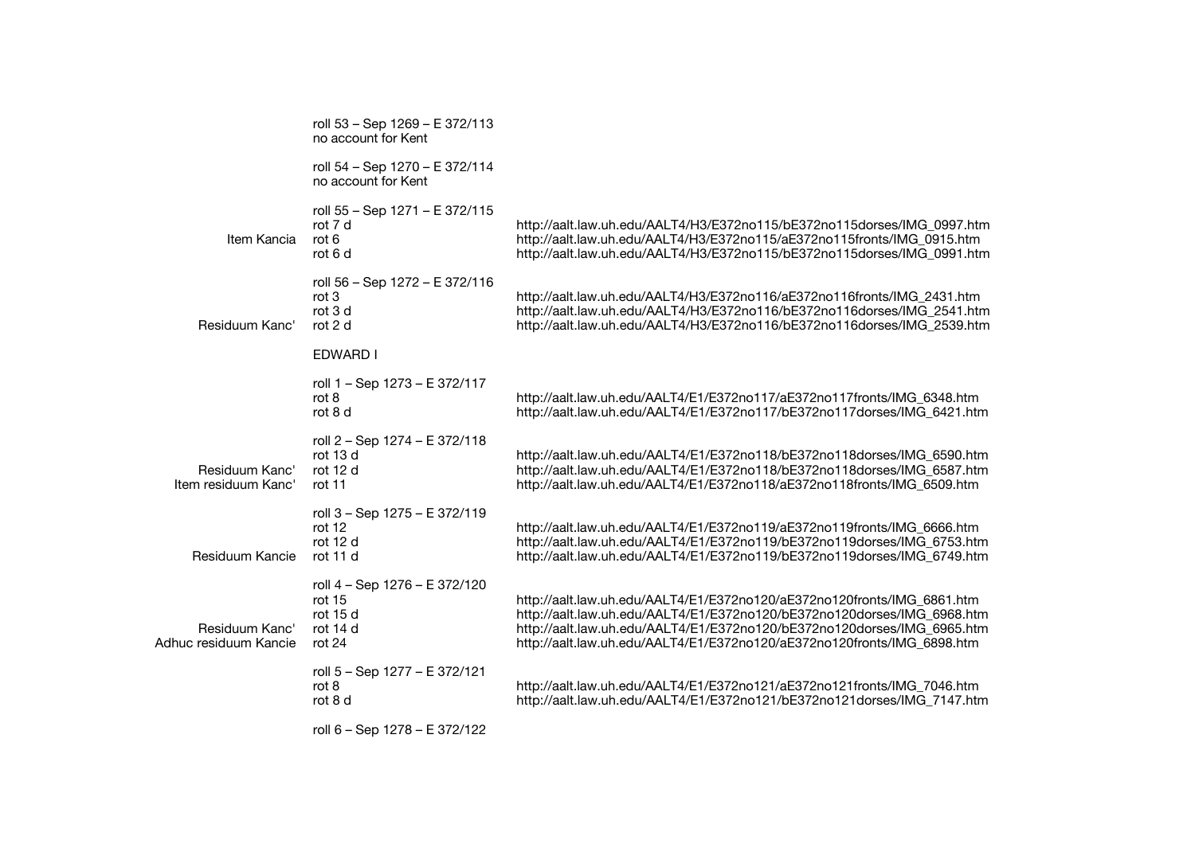roll 53 – Sep 1269 – E 372/113
no account for Kent

roll 54 – Sep 1270 – E 372/114
no account for Kent

roll 55 – Sep 1271 – E 372/115

| | | |
|---|---|---|
| | rot 7 d | http://aalt.law.uh.edu/AALT4/H3/E372no115/bE372no115dorses/IMG_0997.htm |
| Item Kancia | rot 6 | http://aalt.law.uh.edu/AALT4/H3/E372no115/aE372no115fronts/IMG_0915.htm |
| | rot 6 d | http://aalt.law.uh.edu/AALT4/H3/E372no115/bE372no115dorses/IMG_0991.htm |

roll 56 – Sep 1272 – E 372/116

| | | |
|---|---|---|
| | rot 3 | http://aalt.law.uh.edu/AALT4/H3/E372no116/aE372no116fronts/IMG_2431.htm |
| | rot 3 d | http://aalt.law.uh.edu/AALT4/H3/E372no116/bE372no116dorses/IMG_2541.htm |
| Residuum Kanc' | rot 2 d | http://aalt.law.uh.edu/AALT4/H3/E372no116/bE372no116dorses/IMG_2539.htm |

EDWARD I

roll 1 – Sep 1273 – E 372/117

| | | |
|---|---|---|
| | rot 8 | http://aalt.law.uh.edu/AALT4/E1/E372no117/aE372no117fronts/IMG_6348.htm |
| | rot 8 d | http://aalt.law.uh.edu/AALT4/E1/E372no117/bE372no117dorses/IMG_6421.htm |

roll 2 – Sep 1274 – E 372/118

| | | |
|---|---|---|
| | rot 13 d | http://aalt.law.uh.edu/AALT4/E1/E372no118/bE372no118dorses/IMG_6590.htm |
| Residuum Kanc' | rot 12 d | http://aalt.law.uh.edu/AALT4/E1/E372no118/bE372no118dorses/IMG_6587.htm |
| Item residuum Kanc' | rot 11 | http://aalt.law.uh.edu/AALT4/E1/E372no118/aE372no118fronts/IMG_6509.htm |

roll 3 – Sep 1275 – E 372/119

| | | |
|---|---|---|
| | rot 12 | http://aalt.law.uh.edu/AALT4/E1/E372no119/aE372no119fronts/IMG_6666.htm |
| | rot 12 d | http://aalt.law.uh.edu/AALT4/E1/E372no119/bE372no119dorses/IMG_6753.htm |
| Residuum Kancie | rot 11 d | http://aalt.law.uh.edu/AALT4/E1/E372no119/bE372no119dorses/IMG_6749.htm |

roll 4 – Sep 1276 – E 372/120

| | | |
|---|---|---|
| | rot 15 | http://aalt.law.uh.edu/AALT4/E1/E372no120/aE372no120fronts/IMG_6861.htm |
| | rot 15 d | http://aalt.law.uh.edu/AALT4/E1/E372no120/bE372no120dorses/IMG_6968.htm |
| Residuum Kanc' | rot 14 d | http://aalt.law.uh.edu/AALT4/E1/E372no120/bE372no120dorses/IMG_6965.htm |
| Adhuc residuum Kancie | rot 24 | http://aalt.law.uh.edu/AALT4/E1/E372no120/aE372no120fronts/IMG_6898.htm |

roll 5 – Sep 1277 – E 372/121

| | | |
|---|---|---|
| | rot 8 | http://aalt.law.uh.edu/AALT4/E1/E372no121/aE372no121fronts/IMG_7046.htm |
| | rot 8 d | http://aalt.law.uh.edu/AALT4/E1/E372no121/bE372no121dorses/IMG_7147.htm |

roll 6 – Sep 1278 – E 372/122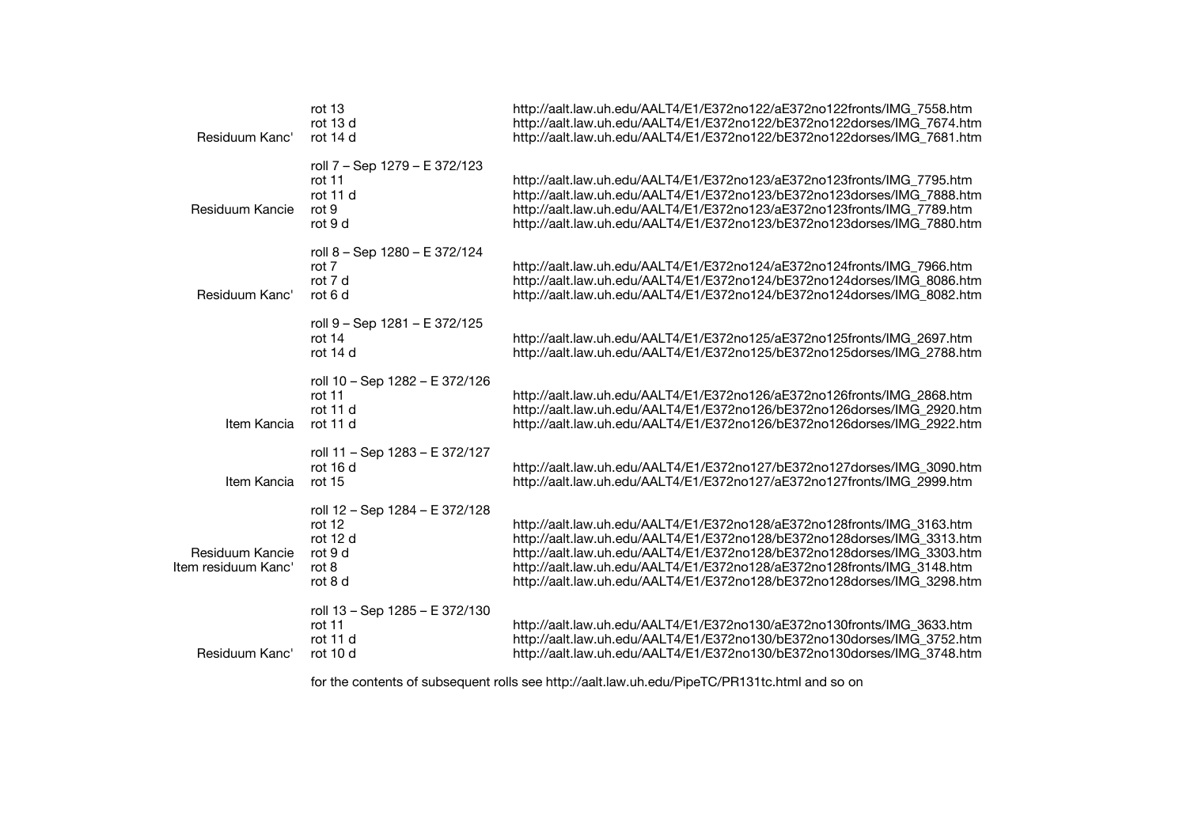| | | |
|---|---|---|
| | rot 13 | http://aalt.law.uh.edu/AALT4/E1/E372no122/aE372no122fronts/IMG_7558.htm |
| | rot 13 d | http://aalt.law.uh.edu/AALT4/E1/E372no122/bE372no122dorses/IMG_7674.htm |
| Residuum Kanc' | rot 14 d | http://aalt.law.uh.edu/AALT4/E1/E372no122/bE372no122dorses/IMG_7681.htm |
| | roll 7 – Sep 1279 – E 372/123 | |
| | rot 11 | http://aalt.law.uh.edu/AALT4/E1/E372no123/aE372no123fronts/IMG_7795.htm |
| | rot 11 d | http://aalt.law.uh.edu/AALT4/E1/E372no123/bE372no123dorses/IMG_7888.htm |
| Residuum Kancie | rot 9 | http://aalt.law.uh.edu/AALT4/E1/E372no123/aE372no123fronts/IMG_7789.htm |
| | rot 9 d | http://aalt.law.uh.edu/AALT4/E1/E372no123/bE372no123dorses/IMG_7880.htm |
| | roll 8 – Sep 1280 – E 372/124 | |
| | rot 7 | http://aalt.law.uh.edu/AALT4/E1/E372no124/aE372no124fronts/IMG_7966.htm |
| | rot 7 d | http://aalt.law.uh.edu/AALT4/E1/E372no124/bE372no124dorses/IMG_8086.htm |
| Residuum Kanc' | rot 6 d | http://aalt.law.uh.edu/AALT4/E1/E372no124/bE372no124dorses/IMG_8082.htm |
| | roll 9 – Sep 1281 – E 372/125 | |
| | rot 14 | http://aalt.law.uh.edu/AALT4/E1/E372no125/aE372no125fronts/IMG_2697.htm |
| | rot 14 d | http://aalt.law.uh.edu/AALT4/E1/E372no125/bE372no125dorses/IMG_2788.htm |
| | roll 10 – Sep 1282 – E 372/126 | |
| | rot 11 | http://aalt.law.uh.edu/AALT4/E1/E372no126/aE372no126fronts/IMG_2868.htm |
| | rot 11 d | http://aalt.law.uh.edu/AALT4/E1/E372no126/bE372no126dorses/IMG_2920.htm |
| Item Kancia | rot 11 d | http://aalt.law.uh.edu/AALT4/E1/E372no126/bE372no126dorses/IMG_2922.htm |
| | roll 11 – Sep 1283 – E 372/127 | |
| | rot 16 d | http://aalt.law.uh.edu/AALT4/E1/E372no127/bE372no127dorses/IMG_3090.htm |
| Item Kancia | rot 15 | http://aalt.law.uh.edu/AALT4/E1/E372no127/aE372no127fronts/IMG_2999.htm |
| | roll 12 – Sep 1284 – E 372/128 | |
| | rot 12 | http://aalt.law.uh.edu/AALT4/E1/E372no128/aE372no128fronts/IMG_3163.htm |
| | rot 12 d | http://aalt.law.uh.edu/AALT4/E1/E372no128/bE372no128dorses/IMG_3313.htm |
| Residuum Kancie | rot 9 d | http://aalt.law.uh.edu/AALT4/E1/E372no128/bE372no128dorses/IMG_3303.htm |
| Item residuum Kanc' | rot 8 | http://aalt.law.uh.edu/AALT4/E1/E372no128/aE372no128fronts/IMG_3148.htm |
| | rot 8 d | http://aalt.law.uh.edu/AALT4/E1/E372no128/bE372no128dorses/IMG_3298.htm |
| | roll 13 – Sep 1285 – E 372/130 | |
| | rot 11 | http://aalt.law.uh.edu/AALT4/E1/E372no130/aE372no130fronts/IMG_3633.htm |
| | rot 11 d | http://aalt.law.uh.edu/AALT4/E1/E372no130/bE372no130dorses/IMG_3752.htm |
| Residuum Kanc' | rot 10 d | http://aalt.law.uh.edu/AALT4/E1/E372no130/bE372no130dorses/IMG_3748.htm |

for the contents of subsequent rolls see http://aalt.law.uh.edu/PipeTC/PR131tc.html and so on